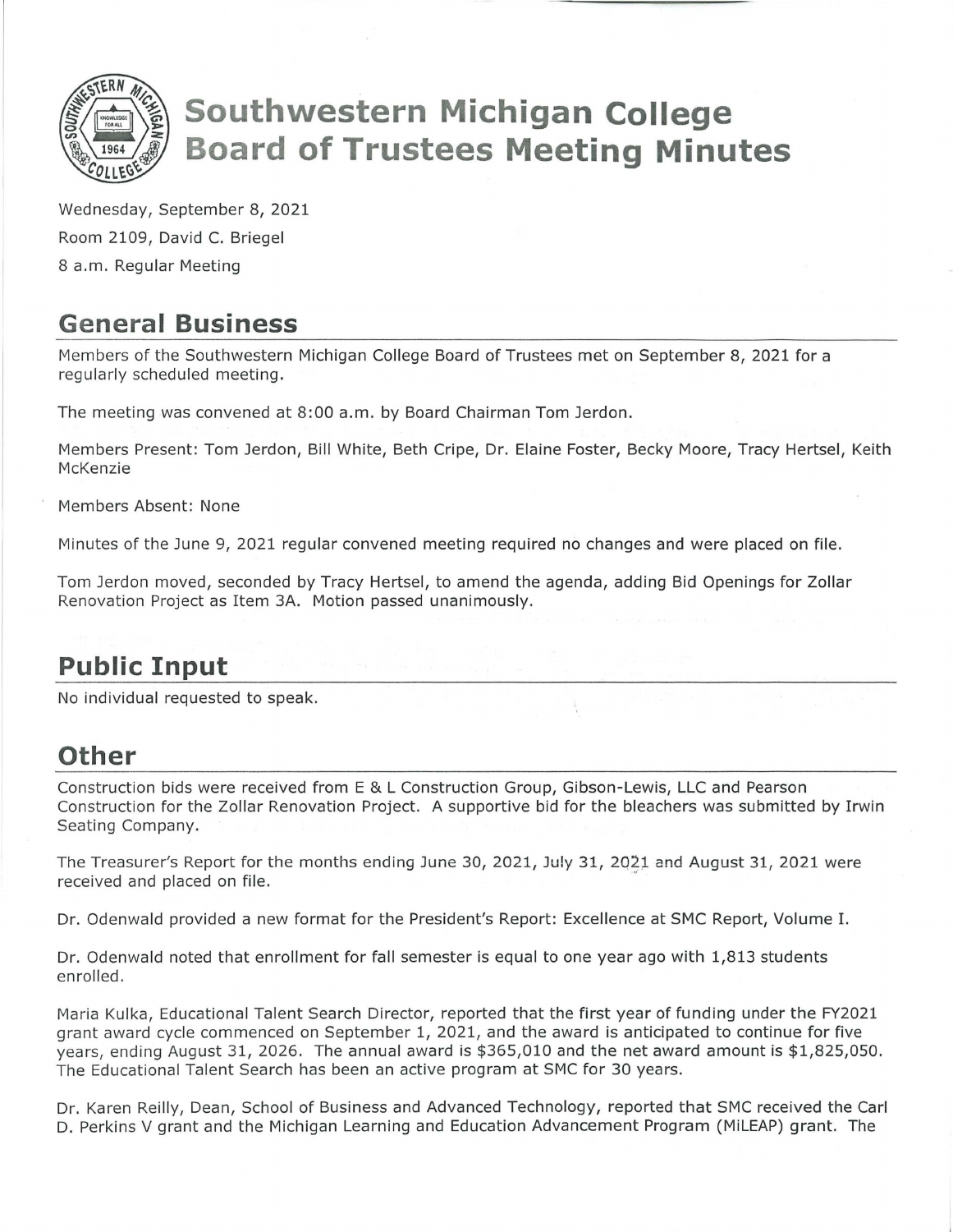# Southwestern Michigan College Board of Trustees Meeting Minutes

Wednesday, September 8, 2021

Room 2109, David C. Briegel

8 a.m. Regular Meeting

## General Business

Members of the Southwestern Michigan College Board of Trustees met on September 8, 2021 for a regularly scheduled meeting.

The meeting was convened at 8:00 a.m. by Board Chairman Tom Jerdon.

Members Present: Tom Jerdon, Bill White, Beth Cripe, Dr. Elaine Foster, Becky Moore, Tracy Hertsel, Keith McKenzie

Members Absent: None

Minutes of the June 9, 2021 regular convened meeting required no changes and were placed on file.

Tom Jerdon moved, seconded by Tracy Hertsel, to amend the agenda, adding Bid Openings for Zollar Renovation Project as Item 3A. Motion passed unanimously.

## Public Input

No individual requested to speak.

## Other

Construction bids were received from E & L Construction Group, Gibson-Lewis, LLC and Pearson Construction for the Zollar Renovation Project. A supportive bid for the bleachers was submitted by Irwin Seating Company.

The Treasurer's Report for the months ending June 30, 2021, July 31, 2021 and August 31, 2021 were received and placed on file.

Dr. Odenwald provided a new format for the President's Report: Excellence at SMC Report, Volume I.

Dr. Odenwald noted that enrollment for fall semester is equal to one year ago with 1,813 students enrolled.

Maria Kulka, Educational Talent Search Director, reported that the first year of funding under the FY2021 grant award cycle commenced on September 1, 2021, and the award is anticipated to continue for five years, ending August 31, 2026. The annual award is $365,010 and the net award amount is $1,825,050. The Educational Talent Search has been an active program at SMC for 30 years.

Dr. Karen Reilly, Dean, School of Business and Advanced Technology, reported that SMC received the Carl D. Perkins V grant and the Michigan Learning and Education Advancement Program (MiLEAP) grant. The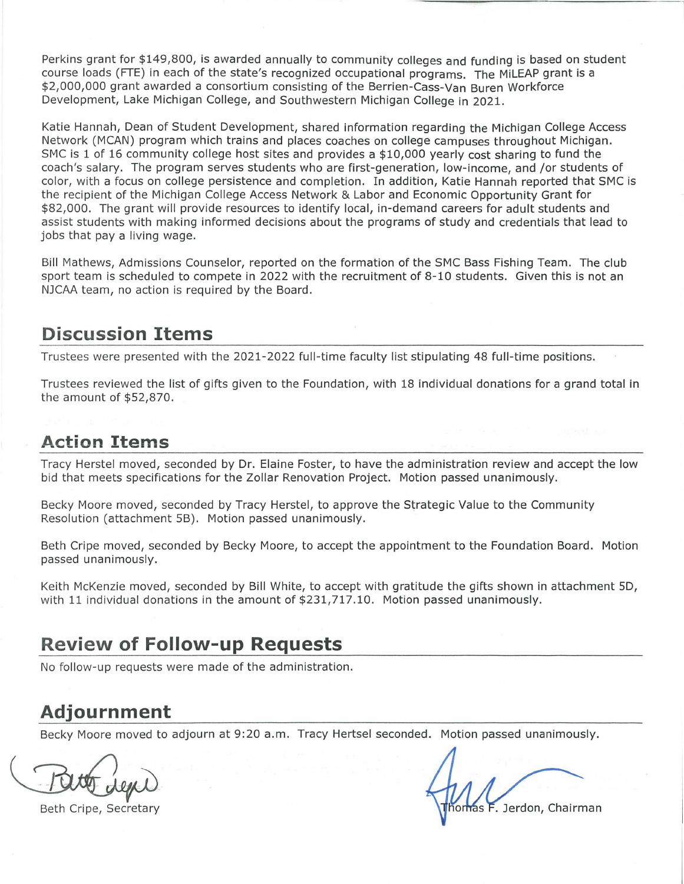Perkins grant for $149,800, is awarded annually to community colleges and funding is based on student course loads (FTE) in each of the state's recognized occupational programs. The MiLEAP grant is a $2,000,000 grant awarded a consortium consisting of the Berrien-Cass-Van Buren Workforce Development, Lake Michigan College, and Southwestern Michigan College in 2021.

Katie Hannah, Dean of Student Development, shared information regarding the Michigan College Access Network (MCAN) program which trains and places coaches on college campuses throughout Michigan. SMC is 1 of 16 community college host sites and provides a $10,000 yearly cost sharing to fund the coach's salary. The program serves students who are first-generation, low-income, and /or students of color, with a focus on college persistence and completion. In addition, Katie Hannah reported that SMC is the recipient of the Michigan College Access Network & Labor and Economic Opportunity Grant for $82,000. The grant will provide resources to identify local, in-demand careers for adult students and assist students with making informed decisions about the programs of study and credentials that lead to jobs that pay a living wage.

Bill Mathews, Admissions Counselor, reported on the formation of the SMC Bass Fishing Team. The club sport team is scheduled to compete in 2022 with the recruitment of 8-10 students. Given this is not an NJCAA team, no action is required by the Board.

## Discussion Items

Trustees were presented with the 2021-2022 full-time faculty list stipulating 48 full-time positions.

Trustees reviewed the list of gifts given to the Foundation, with 18 individual donations for a grand total in the amount of $52,870.

## Action Items

Tracy Herstel moved, seconded by Dr. Elaine Foster, to have the administration review and accept the low bid that meets specifications for the Zollar Renovation Project. Motion passed unanimously.

Becky Moore moved, seconded by Tracy Herstel, to approve the Strategic Value to the Community Resolution (attachment 5B). Motion passed unanimously.

Beth Cripe moved, seconded by Becky Moore, to accept the appointment to the Foundation Board. Motion passed unanimously.

Keith McKenzie moved, seconded by Bill White, to accept with gratitude the gifts shown in attachment 5D, with 11 individual donations in the amount of $231,717.10. Motion passed unanimously.

## Review of Follow-up Requests

No follow-up requests were made of the administration.

## Adjournment

Becky Moore moved to adjourn at 9:20 a.m. Tracy Hertsel seconded. Motion passed unanimously.

Beth Cripe, Secretary

Thomas F. Jerdon, Chairman